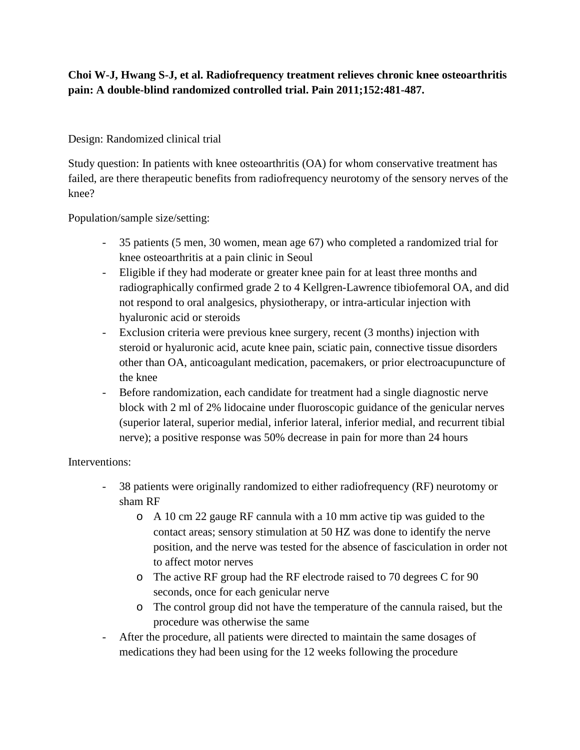**Choi W-J, Hwang S-J, et al. Radiofrequency treatment relieves chronic knee osteoarthritis pain: A double-blind randomized controlled trial. Pain 2011;152:481-487.**

Design: Randomized clinical trial

Study question: In patients with knee osteoarthritis (OA) for whom conservative treatment has failed, are there therapeutic benefits from radiofrequency neurotomy of the sensory nerves of the knee?

Population/sample size/setting:

- 35 patients (5 men, 30 women, mean age 67) who completed a randomized trial for knee osteoarthritis at a pain clinic in Seoul
- Eligible if they had moderate or greater knee pain for at least three months and radiographically confirmed grade 2 to 4 Kellgren-Lawrence tibiofemoral OA, and did not respond to oral analgesics, physiotherapy, or intra-articular injection with hyaluronic acid or steroids
- Exclusion criteria were previous knee surgery, recent (3 months) injection with steroid or hyaluronic acid, acute knee pain, sciatic pain, connective tissue disorders other than OA, anticoagulant medication, pacemakers, or prior electroacupuncture of the knee
- Before randomization, each candidate for treatment had a single diagnostic nerve block with 2 ml of 2% lidocaine under fluoroscopic guidance of the genicular nerves (superior lateral, superior medial, inferior lateral, inferior medial, and recurrent tibial nerve); a positive response was 50% decrease in pain for more than 24 hours

Interventions:

- 38 patients were originally randomized to either radiofrequency (RF) neurotomy or sham RF
    - A 10 cm 22 gauge RF cannula with a 10 mm active tip was guided to the contact areas; sensory stimulation at 50 HZ was done to identify the nerve position, and the nerve was tested for the absence of fasciculation in order not to affect motor nerves
    - The active RF group had the RF electrode raised to 70 degrees C for 90 seconds, once for each genicular nerve
    - The control group did not have the temperature of the cannula raised, but the procedure was otherwise the same
- After the procedure, all patients were directed to maintain the same dosages of medications they had been using for the 12 weeks following the procedure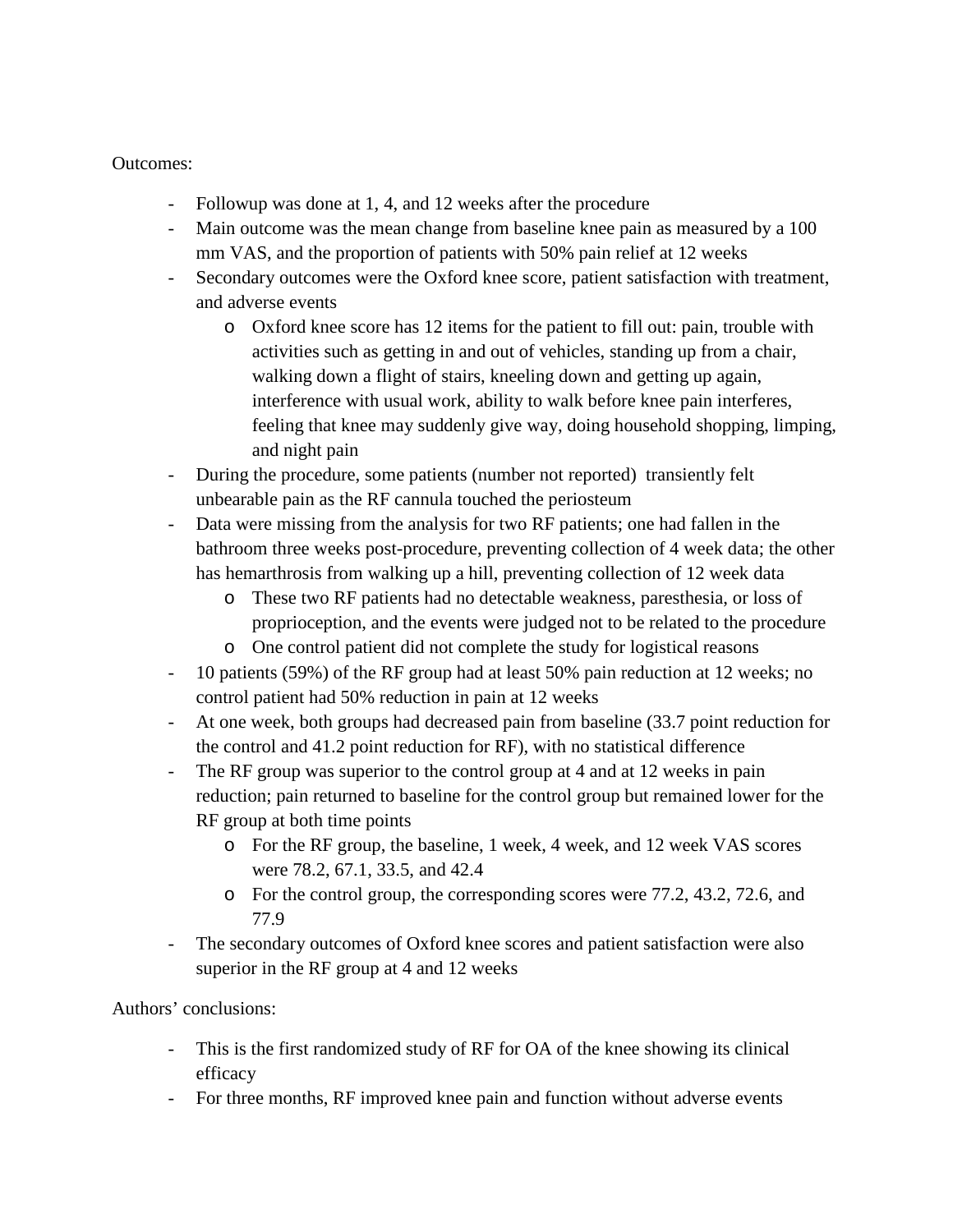Outcomes:

- Followup was done at 1, 4, and 12 weeks after the procedure
- Main outcome was the mean change from baseline knee pain as measured by a 100 mm VAS, and the proportion of patients with 50% pain relief at 12 weeks
- Secondary outcomes were the Oxford knee score, patient satisfaction with treatment, and adverse events
  - Oxford knee score has 12 items for the patient to fill out: pain, trouble with activities such as getting in and out of vehicles, standing up from a chair, walking down a flight of stairs, kneeling down and getting up again, interference with usual work, ability to walk before knee pain interferes, feeling that knee may suddenly give way, doing household shopping, limping, and night pain
- During the procedure, some patients (number not reported) transiently felt unbearable pain as the RF cannula touched the periosteum
- Data were missing from the analysis for two RF patients; one had fallen in the bathroom three weeks post-procedure, preventing collection of 4 week data; the other has hemarthrosis from walking up a hill, preventing collection of 12 week data
  - These two RF patients had no detectable weakness, paresthesia, or loss of proprioception, and the events were judged not to be related to the procedure
  - One control patient did not complete the study for logistical reasons
- 10 patients (59%) of the RF group had at least 50% pain reduction at 12 weeks; no control patient had 50% reduction in pain at 12 weeks
- At one week, both groups had decreased pain from baseline (33.7 point reduction for the control and 41.2 point reduction for RF), with no statistical difference
- The RF group was superior to the control group at 4 and at 12 weeks in pain reduction; pain returned to baseline for the control group but remained lower for the RF group at both time points
  - For the RF group, the baseline, 1 week, 4 week, and 12 week VAS scores were 78.2, 67.1, 33.5, and 42.4
  - For the control group, the corresponding scores were 77.2, 43.2, 72.6, and 77.9
- The secondary outcomes of Oxford knee scores and patient satisfaction were also superior in the RF group at 4 and 12 weeks

Authors' conclusions:

- This is the first randomized study of RF for OA of the knee showing its clinical efficacy
- For three months, RF improved knee pain and function without adverse events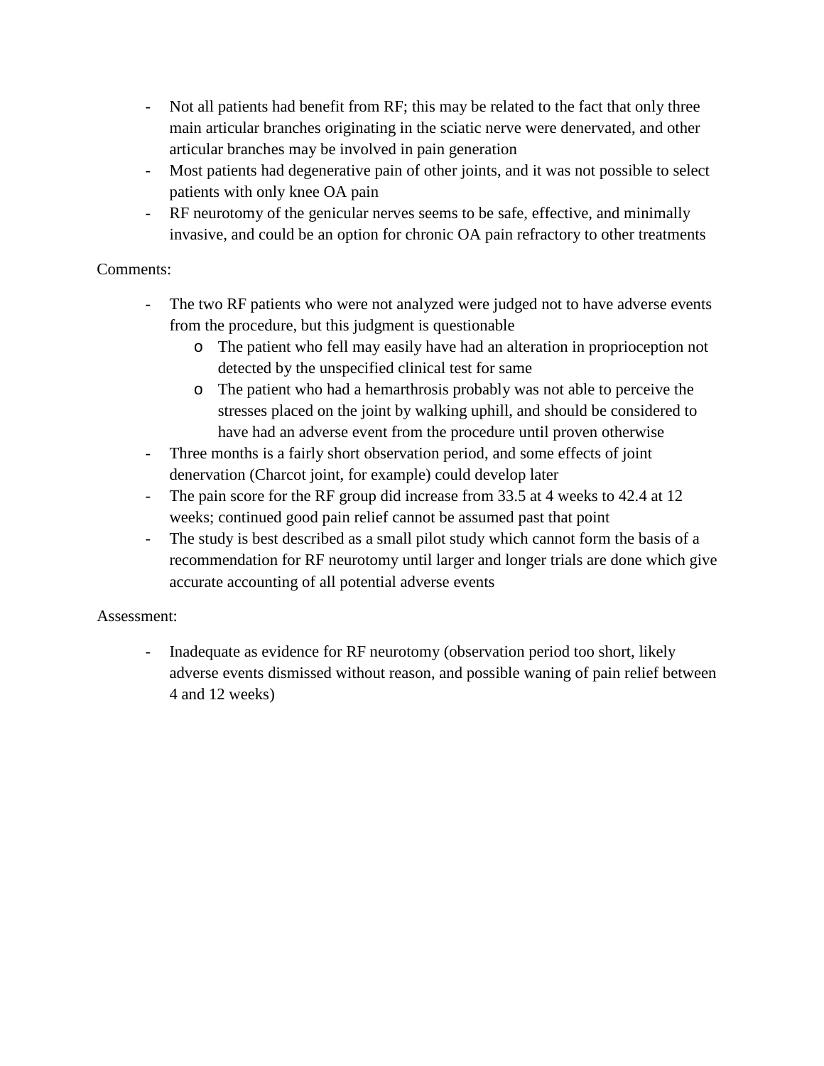- Not all patients had benefit from RF; this may be related to the fact that only three main articular branches originating in the sciatic nerve were denervated, and other articular branches may be involved in pain generation
- Most patients had degenerative pain of other joints, and it was not possible to select patients with only knee OA pain
- RF neurotomy of the genicular nerves seems to be safe, effective, and minimally invasive, and could be an option for chronic OA pain refractory to other treatments

Comments:

- The two RF patients who were not analyzed were judged not to have adverse events from the procedure, but this judgment is questionable
    - The patient who fell may easily have had an alteration in proprioception not detected by the unspecified clinical test for same
    - The patient who had a hemarthrosis probably was not able to perceive the stresses placed on the joint by walking uphill, and should be considered to have had an adverse event from the procedure until proven otherwise
- Three months is a fairly short observation period, and some effects of joint denervation (Charcot joint, for example) could develop later
- The pain score for the RF group did increase from 33.5 at 4 weeks to 42.4 at 12 weeks; continued good pain relief cannot be assumed past that point
- The study is best described as a small pilot study which cannot form the basis of a recommendation for RF neurotomy until larger and longer trials are done which give accurate accounting of all potential adverse events

Assessment:

- Inadequate as evidence for RF neurotomy (observation period too short, likely adverse events dismissed without reason, and possible waning of pain relief between 4 and 12 weeks)